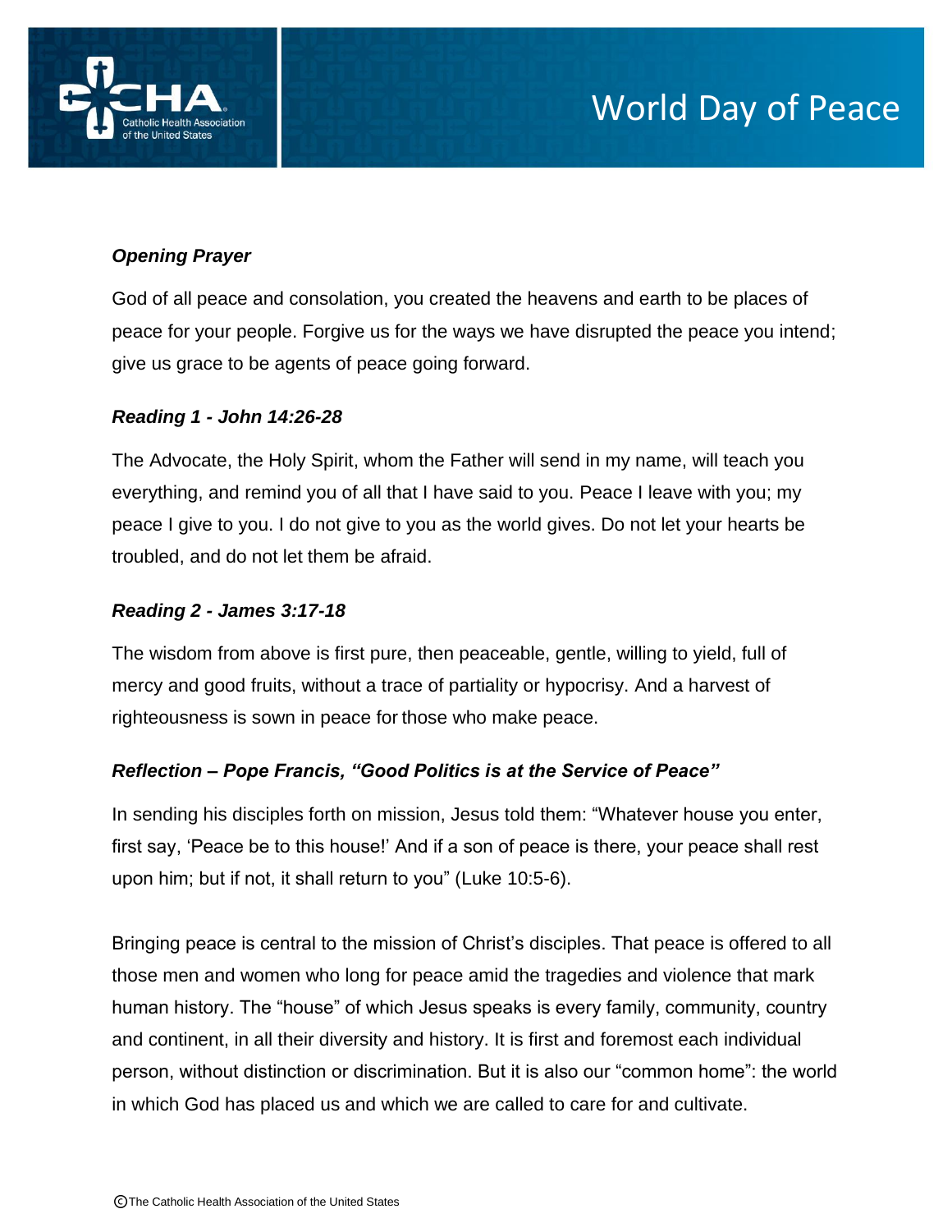# World Day of Peace

***Opening Prayer***

God of all peace and consolation, you created the heavens and earth to be places of peace for your people. Forgive us for the ways we have disrupted the peace you intend; give us grace to be agents of peace going forward.

***Reading 1 - John 14:26-28***

The Advocate, the Holy Spirit, whom the Father will send in my name, will teach you everything, and remind you of all that I have said to you. Peace I leave with you; my peace I give to you. I do not give to you as the world gives. Do not let your hearts be troubled, and do not let them be afraid.

***Reading 2 - James 3:17-18***

The wisdom from above is first pure, then peaceable, gentle, willing to yield, full of mercy and good fruits, without a trace of partiality or hypocrisy. And a harvest of righteousness is sown in peace for those who make peace.

***Reflection – Pope Francis, "Good Politics is at the Service of Peace"***

In sending his disciples forth on mission, Jesus told them: "Whatever house you enter, first say, 'Peace be to this house!' And if a son of peace is there, your peace shall rest upon him; but if not, it shall return to you" (Luke 10:5-6).

Bringing peace is central to the mission of Christ's disciples. That peace is offered to all those men and women who long for peace amid the tragedies and violence that mark human history. The "house" of which Jesus speaks is every family, community, country and continent, in all their diversity and history. It is first and foremost each individual person, without distinction or discrimination. But it is also our "common home": the world in which God has placed us and which we are called to care for and cultivate.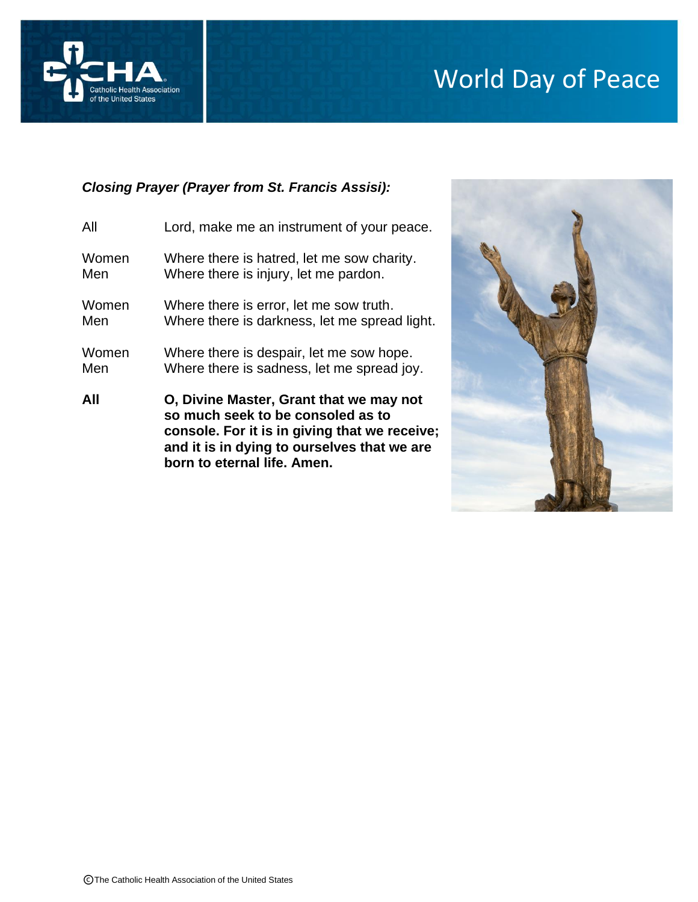*__Closing Prayer (Prayer from St. Francis Assisi):__*

| | |
|---|---|
| All | Lord, make me an instrument of your peace. |
| Women | Where there is hatred, let me sow charity. |
| Men | Where there is injury, let me pardon. |
| Women | Where there is error, let me sow truth. |
| Men | Where there is darkness, let me spread light. |
| Women | Where there is despair, let me sow hope. |
| Men | Where there is sadness, let me spread joy. |
| **All** | **O, Divine Master, Grant that we may not so much seek to be consoled as to console. For it is in giving that we receive; and it is in dying to ourselves that we are born to eternal life. Amen.** |

©The Catholic Health Association of the United States